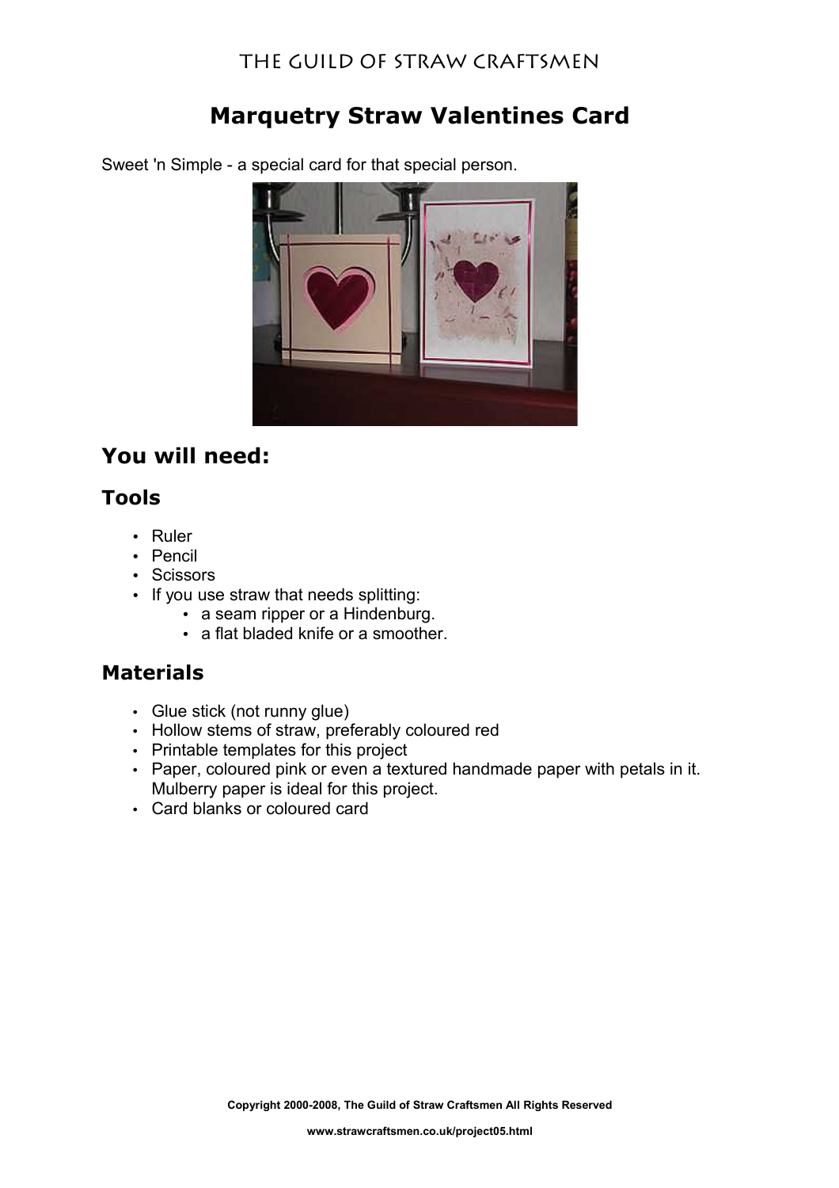# Marquetry Straw Valentines Card

Sweet 'n Simple - a special card for that special person.

## You will need:

### Tools

- Ruler
- Pencil
- Scissors
- If you use straw that needs splitting:
  - a seam ripper or a Hindenburg.
  - a flat bladed knife or a smoother.

### Materials

- Glue stick (not runny glue)
- Hollow stems of straw, preferably coloured red
- Printable templates for this project
- Paper, coloured pink or even a textured handmade paper with petals in it. Mulberry paper is ideal for this project.
- Card blanks or coloured card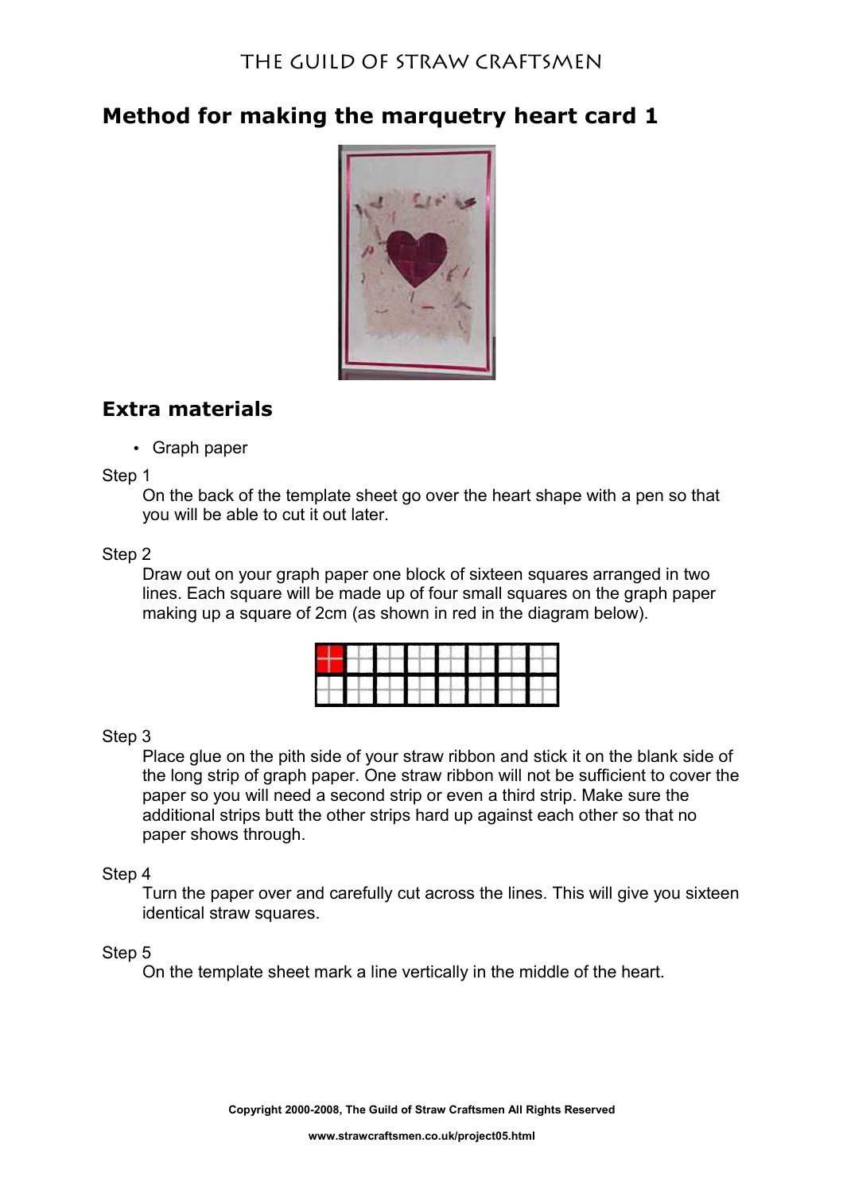# Method for making the marquetry heart card 1

## Extra materials

- Graph paper

Step 1

On the back of the template sheet go over the heart shape with a pen so that you will be able to cut it out later.

Step 2

Draw out on your graph paper one block of sixteen squares arranged in two lines. Each square will be made up of four small squares on the graph paper making up a square of 2cm (as shown in red in the diagram below).

Step 3

Place glue on the pith side of your straw ribbon and stick it on the blank side of the long strip of graph paper. One straw ribbon will not be sufficient to cover the paper so you will need a second strip or even a third strip. Make sure the additional strips butt the other strips hard up against each other so that no paper shows through.

Step 4

Turn the paper over and carefully cut across the lines. This will give you sixteen identical straw squares.

Step 5

On the template sheet mark a line vertically in the middle of the heart.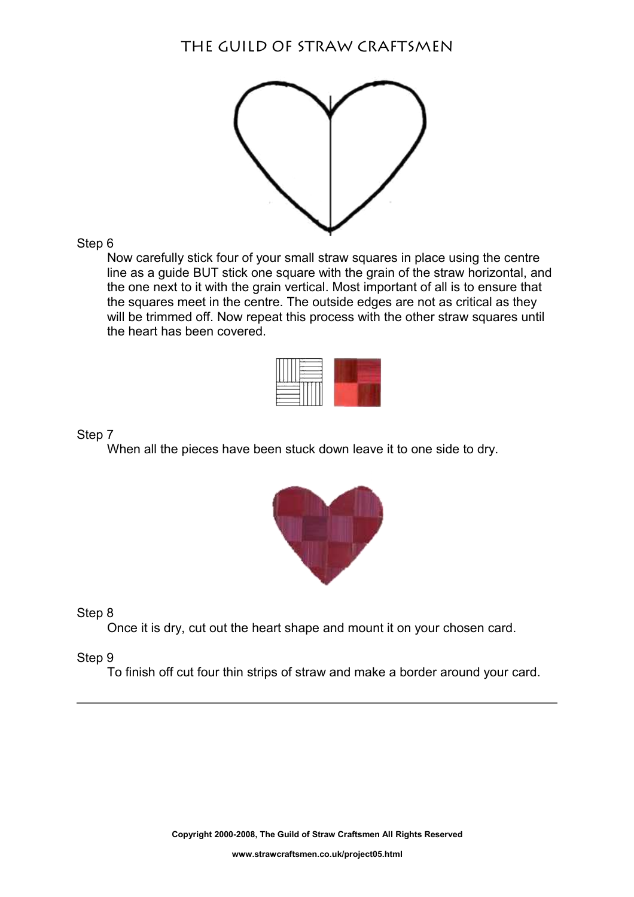Step 6

Now carefully stick four of your small straw squares in place using the centre line as a guide BUT stick one square with the grain of the straw horizontal, and the one next to it with the grain vertical. Most important of all is to ensure that the squares meet in the centre. The outside edges are not as critical as they will be trimmed off. Now repeat this process with the other straw squares until the heart has been covered.

Step 7

When all the pieces have been stuck down leave it to one side to dry.

Step 8

Once it is dry, cut out the heart shape and mount it on your chosen card.

Step 9

To finish off cut four thin strips of straw and make a border around your card.

---

**Copyright 2000-2008, The Guild of Straw Craftsmen All Rights Reserved**

**www.strawcraftsmen.co.uk/project05.html**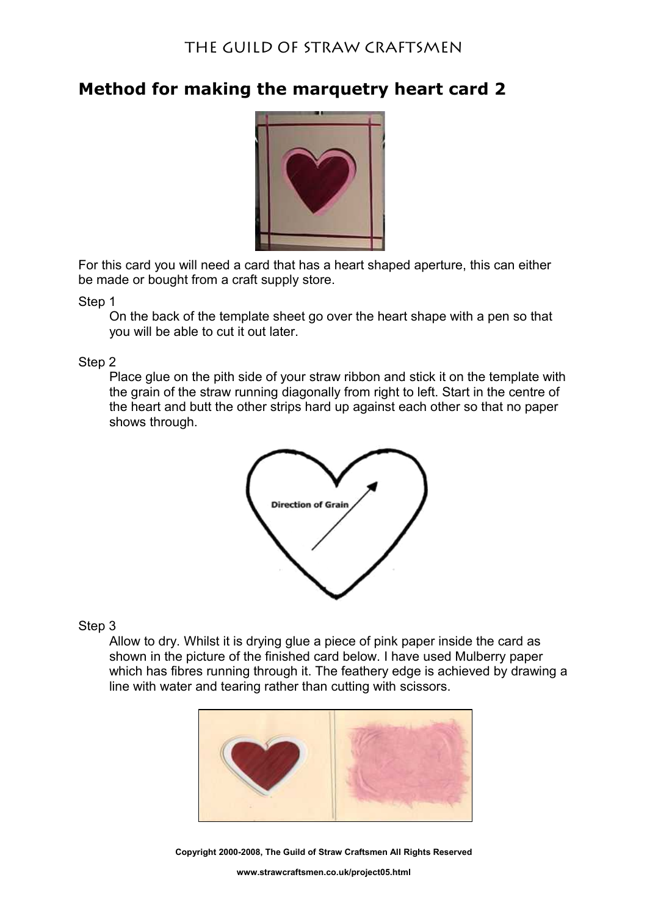# Method for making the marquetry heart card 2

For this card you will need a card that has a heart shaped aperture, this can either be made or bought from a craft supply store.

Step 1

On the back of the template sheet go over the heart shape with a pen so that you will be able to cut it out later.

Step 2

Place glue on the pith side of your straw ribbon and stick it on the template with the grain of the straw running diagonally from right to left. Start in the centre of the heart and butt the other strips hard up against each other so that no paper shows through.

Direction of Grain

Step 3

Allow to dry. Whilst it is drying glue a piece of pink paper inside the card as shown in the picture of the finished card below. I have used Mulberry paper which has fibres running through it. The feathery edge is achieved by drawing a line with water and tearing rather than cutting with scissors.

Copyright 2000-2008, The Guild of Straw Craftsmen All Rights Reserved

www.strawcraftsmen.co.uk/project05.html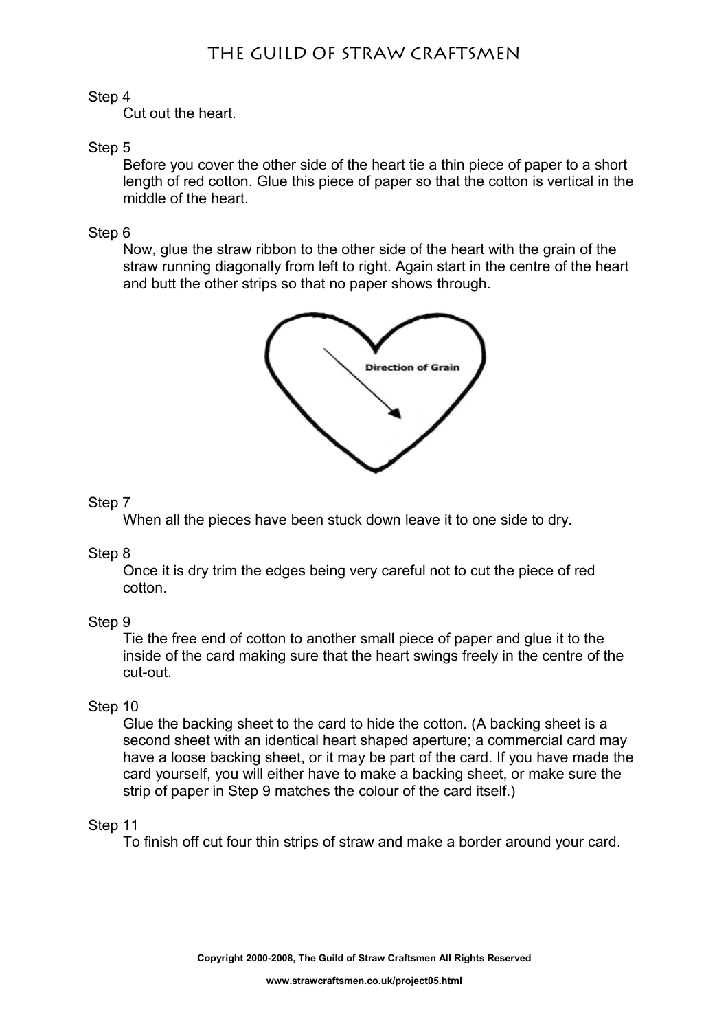Step 4

Cut out the heart.

Step 5

Before you cover the other side of the heart tie a thin piece of paper to a short length of red cotton. Glue this piece of paper so that the cotton is vertical in the middle of the heart.

Step 6

Now, glue the straw ribbon to the other side of the heart with the grain of the straw running diagonally from left to right. Again start in the centre of the heart and butt the other strips so that no paper shows through.

Direction of Grain

Step 7

When all the pieces have been stuck down leave it to one side to dry.

Step 8

Once it is dry trim the edges being very careful not to cut the piece of red cotton.

Step 9

Tie the free end of cotton to another small piece of paper and glue it to the inside of the card making sure that the heart swings freely in the centre of the cut-out.

Step 10

Glue the backing sheet to the card to hide the cotton. (A backing sheet is a second sheet with an identical heart shaped aperture; a commercial card may have a loose backing sheet, or it may be part of the card. If you have made the card yourself, you will either have to make a backing sheet, or make sure the strip of paper in Step 9 matches the colour of the card itself.)

Step 11

To finish off cut four thin strips of straw and make a border around your card.